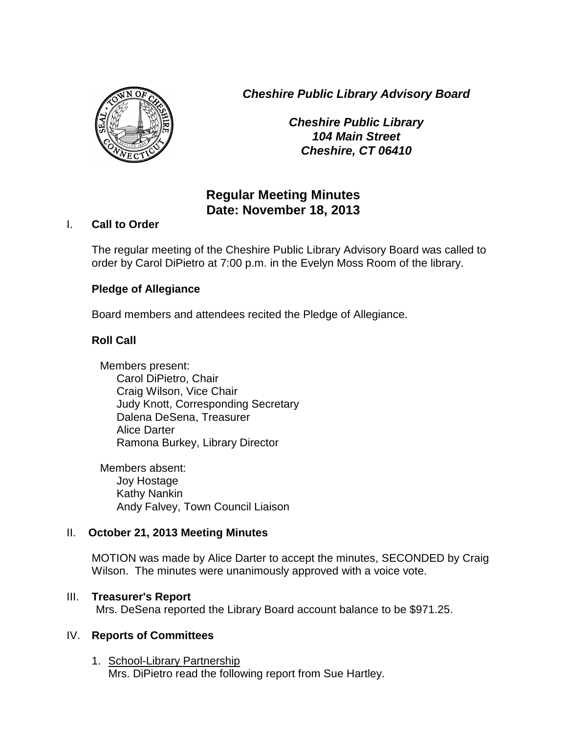***Cheshire Public Library Advisory Board***

***Cheshire Public Library***
***104 Main Street***
***Cheshire, CT 06410***

# Regular Meeting Minutes
# Date: November 18, 2013

## I. Call to Order

The regular meeting of the Cheshire Public Library Advisory Board was called to order by Carol DiPietro at 7:00 p.m. in the Evelyn Moss Room of the library.

### Pledge of Allegiance

Board members and attendees recited the Pledge of Allegiance.

### Roll Call

Members present:
- Carol DiPietro, Chair
- Craig Wilson, Vice Chair
- Judy Knott, Corresponding Secretary
- Dalena DeSena, Treasurer
- Alice Darter
- Ramona Burkey, Library Director

Members absent:
- Joy Hostage
- Kathy Nankin
- Andy Falvey, Town Council Liaison

## II. October 21, 2013 Meeting Minutes

MOTION was made by Alice Darter to accept the minutes, SECONDED by Craig Wilson. The minutes were unanimously approved with a voice vote.

## III. Treasurer's Report

Mrs. DeSena reported the Library Board account balance to be $971.25.

## IV. Reports of Committees

1. <u>School-Library Partnership</u>
   Mrs. DiPietro read the following report from Sue Hartley.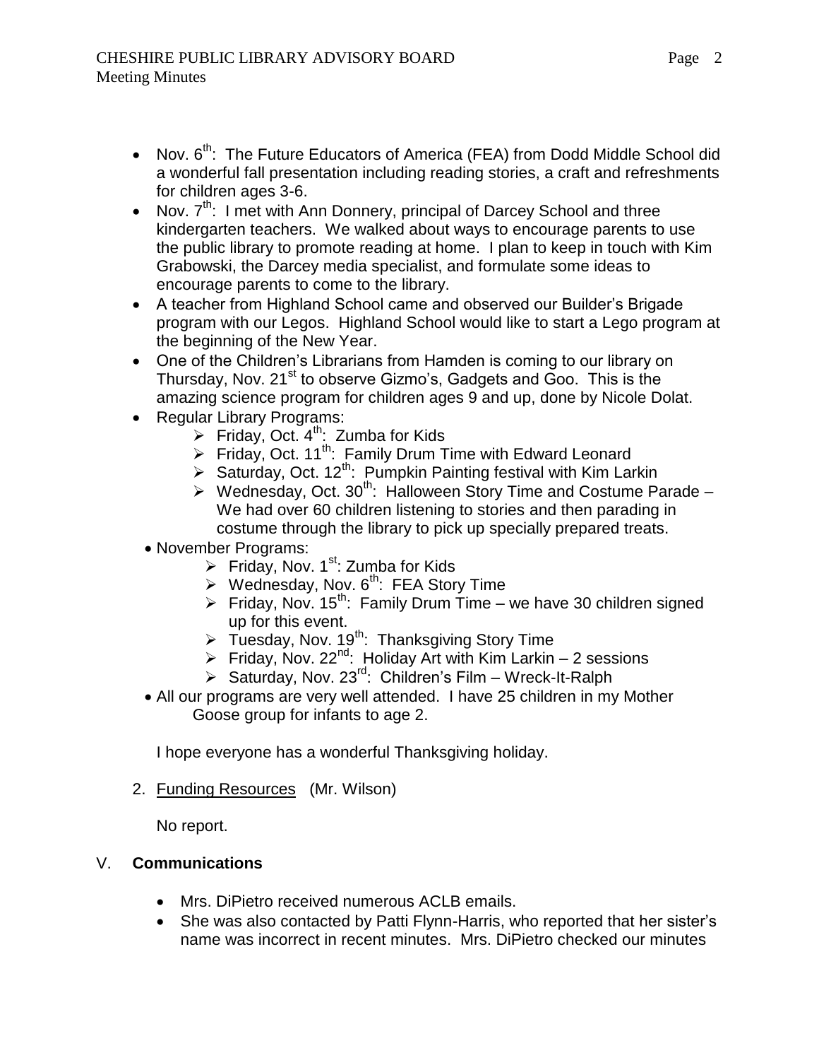- Nov. 6th: The Future Educators of America (FEA) from Dodd Middle School did a wonderful fall presentation including reading stories, a craft and refreshments for children ages 3-6.
- Nov. 7th: I met with Ann Donnery, principal of Darcey School and three kindergarten teachers. We walked about ways to encourage parents to use the public library to promote reading at home. I plan to keep in touch with Kim Grabowski, the Darcey media specialist, and formulate some ideas to encourage parents to come to the library.
- A teacher from Highland School came and observed our Builder's Brigade program with our Legos. Highland School would like to start a Lego program at the beginning of the New Year.
- One of the Children's Librarians from Hamden is coming to our library on Thursday, Nov. 21st to observe Gizmo's, Gadgets and Goo. This is the amazing science program for children ages 9 and up, done by Nicole Dolat.
- Regular Library Programs:
  - Friday, Oct. 4th: Zumba for Kids
  - Friday, Oct. 11th: Family Drum Time with Edward Leonard
  - Saturday, Oct. 12th: Pumpkin Painting festival with Kim Larkin
  - Wednesday, Oct. 30th: Halloween Story Time and Costume Parade – We had over 60 children listening to stories and then parading in costume through the library to pick up specially prepared treats.
- November Programs:
  - Friday, Nov. 1st: Zumba for Kids
  - Wednesday, Nov. 6th: FEA Story Time
  - Friday, Nov. 15th: Family Drum Time – we have 30 children signed up for this event.
  - Tuesday, Nov. 19th: Thanksgiving Story Time
  - Friday, Nov. 22nd: Holiday Art with Kim Larkin – 2 sessions
  - Saturday, Nov. 23rd: Children's Film – Wreck-It-Ralph
- All our programs are very well attended. I have 25 children in my Mother Goose group for infants to age 2.

I hope everyone has a wonderful Thanksgiving holiday.

2. Funding Resources (Mr. Wilson)

   No report.

## V. Communications

- Mrs. DiPietro received numerous ACLB emails.
- She was also contacted by Patti Flynn-Harris, who reported that her sister's name was incorrect in recent minutes. Mrs. DiPietro checked our minutes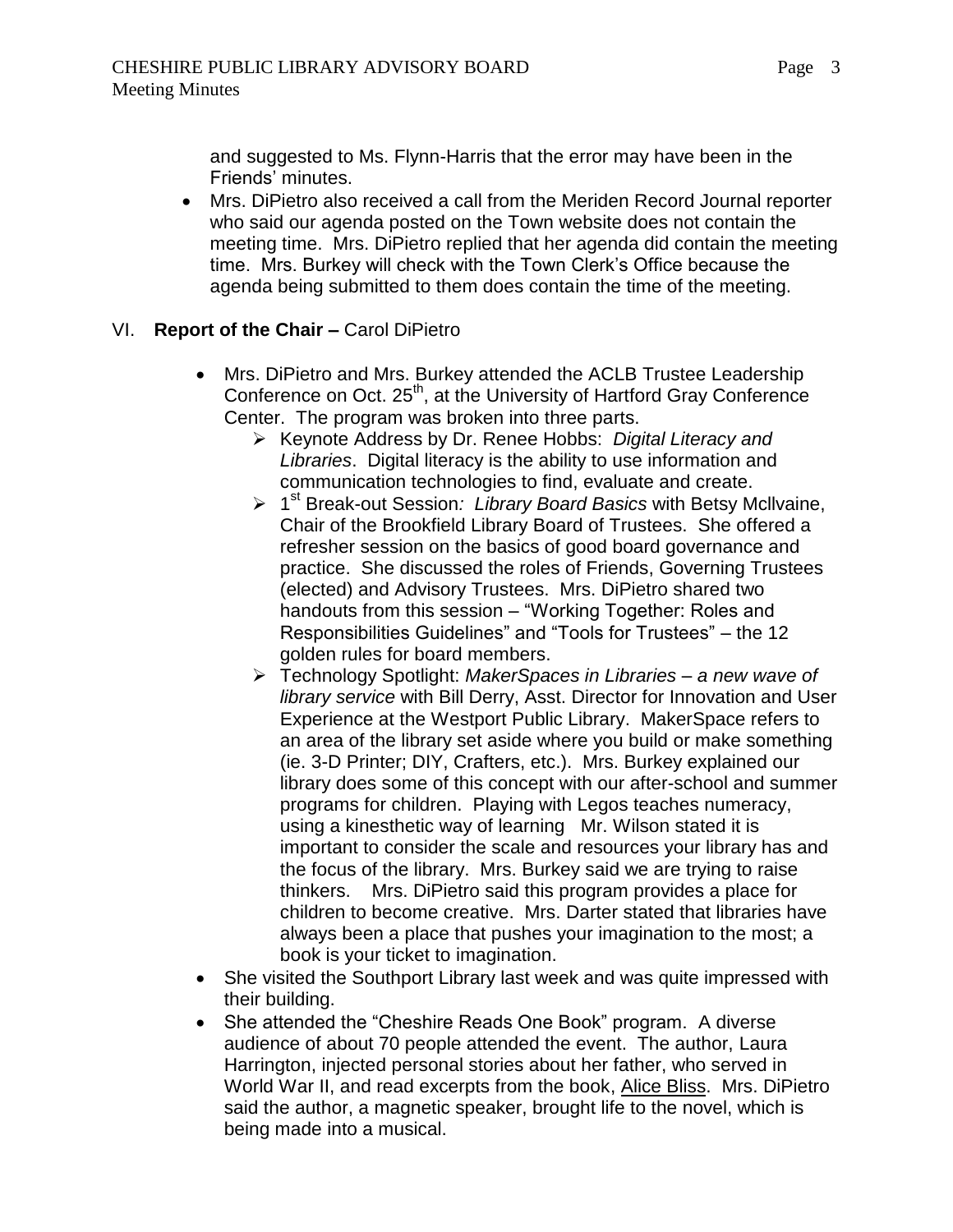and suggested to Ms. Flynn-Harris that the error may have been in the Friends' minutes.

- Mrs. DiPietro also received a call from the Meriden Record Journal reporter who said our agenda posted on the Town website does not contain the meeting time. Mrs. DiPietro replied that her agenda did contain the meeting time. Mrs. Burkey will check with the Town Clerk's Office because the agenda being submitted to them does contain the time of the meeting.

VI. **Report of the Chair –** Carol DiPietro

- Mrs. DiPietro and Mrs. Burkey attended the ACLB Trustee Leadership Conference on Oct. 25th, at the University of Hartford Gray Conference Center. The program was broken into three parts.
  - Keynote Address by Dr. Renee Hobbs: *Digital Literacy and Libraries*. Digital literacy is the ability to use information and communication technologies to find, evaluate and create.
  - 1st Break-out Session*: Library Board Basics* with Betsy McIlvaine, Chair of the Brookfield Library Board of Trustees. She offered a refresher session on the basics of good board governance and practice. She discussed the roles of Friends, Governing Trustees (elected) and Advisory Trustees. Mrs. DiPietro shared two handouts from this session – "Working Together: Roles and Responsibilities Guidelines" and "Tools for Trustees" – the 12 golden rules for board members.
  - Technology Spotlight: *MakerSpaces in Libraries – a new wave of library service* with Bill Derry, Asst. Director for Innovation and User Experience at the Westport Public Library. MakerSpace refers to an area of the library set aside where you build or make something (ie. 3-D Printer; DIY, Crafters, etc.). Mrs. Burkey explained our library does some of this concept with our after-school and summer programs for children. Playing with Legos teaches numeracy, using a kinesthetic way of learning Mr. Wilson stated it is important to consider the scale and resources your library has and the focus of the library. Mrs. Burkey said we are trying to raise thinkers. Mrs. DiPietro said this program provides a place for children to become creative. Mrs. Darter stated that libraries have always been a place that pushes your imagination to the most; a book is your ticket to imagination.
- She visited the Southport Library last week and was quite impressed with their building.
- She attended the "Cheshire Reads One Book" program. A diverse audience of about 70 people attended the event. The author, Laura Harrington, injected personal stories about her father, who served in World War II, and read excerpts from the book, Alice Bliss. Mrs. DiPietro said the author, a magnetic speaker, brought life to the novel, which is being made into a musical.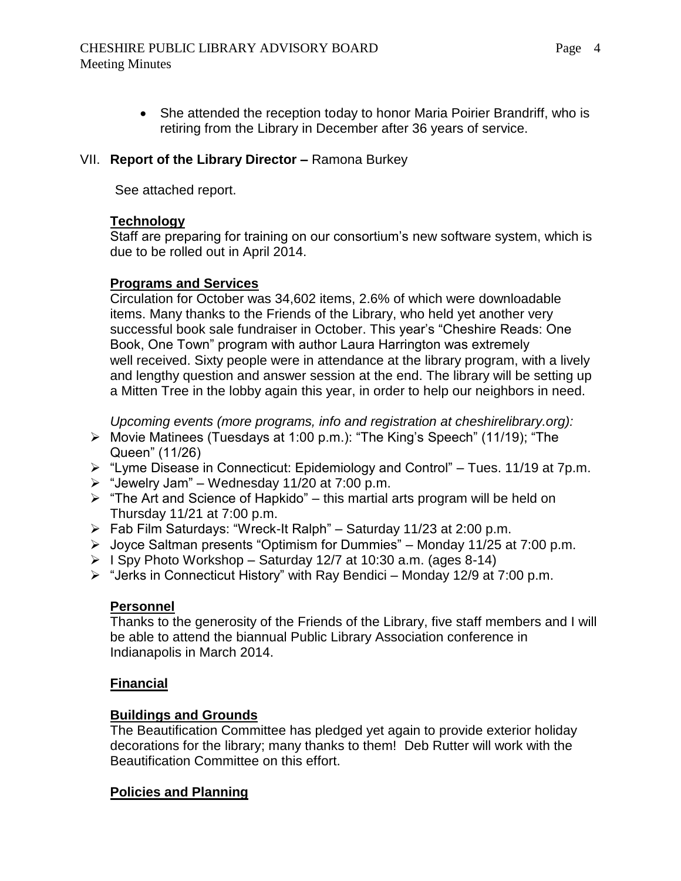- She attended the reception today to honor Maria Poirier Brandriff, who is retiring from the Library in December after 36 years of service.

VII. **Report of the Library Director –** Ramona Burkey

See attached report.

**Technology**

Staff are preparing for training on our consortium's new software system, which is due to be rolled out in April 2014.

**Programs and Services**

Circulation for October was 34,602 items, 2.6% of which were downloadable items. Many thanks to the Friends of the Library, who held yet another very successful book sale fundraiser in October. This year's "Cheshire Reads: One Book, One Town" program with author Laura Harrington was extremely well received. Sixty people were in attendance at the library program, with a lively and lengthy question and answer session at the end. The library will be setting up a Mitten Tree in the lobby again this year, in order to help our neighbors in need.

*Upcoming events (more programs, info and registration at cheshirelibrary.org):*

- Movie Matinees (Tuesdays at 1:00 p.m.): "The King's Speech" (11/19); "The Queen" (11/26)
- "Lyme Disease in Connecticut: Epidemiology and Control" – Tues. 11/19 at 7p.m.
- "Jewelry Jam" – Wednesday 11/20 at 7:00 p.m.
- "The Art and Science of Hapkido" – this martial arts program will be held on Thursday 11/21 at 7:00 p.m.
- Fab Film Saturdays: "Wreck-It Ralph" – Saturday 11/23 at 2:00 p.m.
- Joyce Saltman presents "Optimism for Dummies" – Monday 11/25 at 7:00 p.m.
- I Spy Photo Workshop – Saturday 12/7 at 10:30 a.m. (ages 8-14)
- "Jerks in Connecticut History" with Ray Bendici – Monday 12/9 at 7:00 p.m.

**Personnel**

Thanks to the generosity of the Friends of the Library, five staff members and I will be able to attend the biannual Public Library Association conference in Indianapolis in March 2014.

**Financial**

**Buildings and Grounds**

The Beautification Committee has pledged yet again to provide exterior holiday decorations for the library; many thanks to them! Deb Rutter will work with the Beautification Committee on this effort.

**Policies and Planning**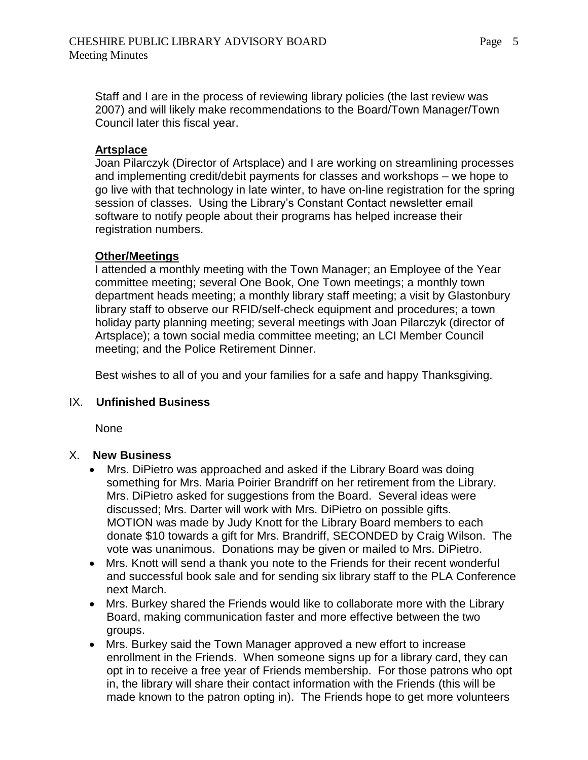Staff and I are in the process of reviewing library policies (the last review was 2007) and will likely make recommendations to the Board/Town Manager/Town Council later this fiscal year.

**Artsplace**

Joan Pilarczyk (Director of Artsplace) and I are working on streamlining processes and implementing credit/debit payments for classes and workshops – we hope to go live with that technology in late winter, to have on-line registration for the spring session of classes. Using the Library's Constant Contact newsletter email software to notify people about their programs has helped increase their registration numbers.

**Other/Meetings**

I attended a monthly meeting with the Town Manager; an Employee of the Year committee meeting; several One Book, One Town meetings; a monthly town department heads meeting; a monthly library staff meeting; a visit by Glastonbury library staff to observe our RFID/self-check equipment and procedures; a town holiday party planning meeting; several meetings with Joan Pilarczyk (director of Artsplace); a town social media committee meeting; an LCI Member Council meeting; and the Police Retirement Dinner.

Best wishes to all of you and your families for a safe and happy Thanksgiving.

## IX. Unfinished Business

None

## X. New Business

- Mrs. DiPietro was approached and asked if the Library Board was doing something for Mrs. Maria Poirier Brandriff on her retirement from the Library. Mrs. DiPietro asked for suggestions from the Board. Several ideas were discussed; Mrs. Darter will work with Mrs. DiPietro on possible gifts. MOTION was made by Judy Knott for the Library Board members to each donate $10 towards a gift for Mrs. Brandriff, SECONDED by Craig Wilson. The vote was unanimous. Donations may be given or mailed to Mrs. DiPietro.
- Mrs. Knott will send a thank you note to the Friends for their recent wonderful and successful book sale and for sending six library staff to the PLA Conference next March.
- Mrs. Burkey shared the Friends would like to collaborate more with the Library Board, making communication faster and more effective between the two groups.
- Mrs. Burkey said the Town Manager approved a new effort to increase enrollment in the Friends. When someone signs up for a library card, they can opt in to receive a free year of Friends membership. For those patrons who opt in, the library will share their contact information with the Friends (this will be made known to the patron opting in). The Friends hope to get more volunteers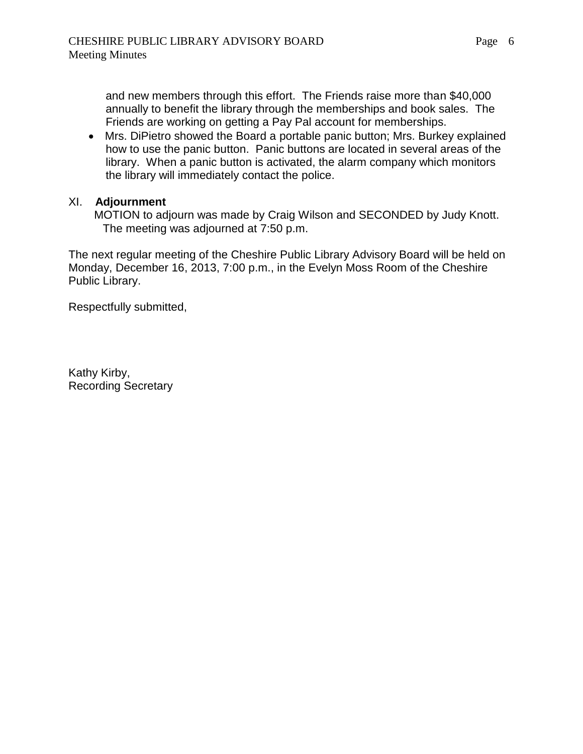and new members through this effort. The Friends raise more than $40,000 annually to benefit the library through the memberships and book sales. The Friends are working on getting a Pay Pal account for memberships.

- Mrs. DiPietro showed the Board a portable panic button; Mrs. Burkey explained how to use the panic button. Panic buttons are located in several areas of the library. When a panic button is activated, the alarm company which monitors the library will immediately contact the police.

## XI. Adjournment

MOTION to adjourn was made by Craig Wilson and SECONDED by Judy Knott. The meeting was adjourned at 7:50 p.m.

The next regular meeting of the Cheshire Public Library Advisory Board will be held on Monday, December 16, 2013, 7:00 p.m., in the Evelyn Moss Room of the Cheshire Public Library.

Respectfully submitted,

Kathy Kirby,
Recording Secretary